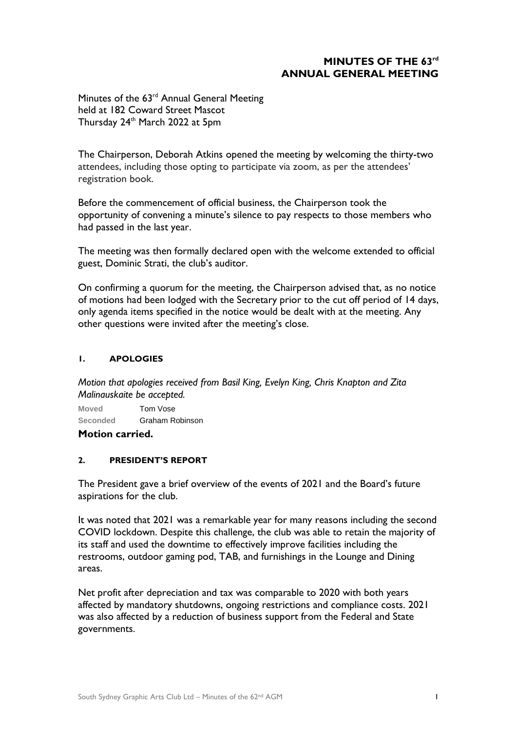# MINUTES OF THE 63rd ANNUAL GENERAL MEETING

Minutes of the 63rd Annual General Meeting
held at 182 Coward Street Mascot
Thursday 24th March 2022 at 5pm

The Chairperson, Deborah Atkins opened the meeting by welcoming the thirty-two attendees, including those opting to participate via zoom, as per the attendees' registration book.

Before the commencement of official business, the Chairperson took the opportunity of convening a minute's silence to pay respects to those members who had passed in the last year.

The meeting was then formally declared open with the welcome extended to official guest, Dominic Strati, the club's auditor.

On confirming a quorum for the meeting, the Chairperson advised that, as no notice of motions had been lodged with the Secretary prior to the cut off period of 14 days, only agenda items specified in the notice would be dealt with at the meeting. Any other questions were invited after the meeting's close.

## 1. APOLOGIES

*Motion that apologies received from Basil King, Evelyn King, Chris Knapton and Zita Malinauskaite be accepted.*

**Moved** Tom Vose
**Seconded** Graham Robinson

**Motion carried.**

## 2. PRESIDENT'S REPORT

The President gave a brief overview of the events of 2021 and the Board's future aspirations for the club.

It was noted that 2021 was a remarkable year for many reasons including the second COVID lockdown. Despite this challenge, the club was able to retain the majority of its staff and used the downtime to effectively improve facilities including the restrooms, outdoor gaming pod, TAB, and furnishings in the Lounge and Dining areas.

Net profit after depreciation and tax was comparable to 2020 with both years affected by mandatory shutdowns, ongoing restrictions and compliance costs. 2021 was also affected by a reduction of business support from the Federal and State governments.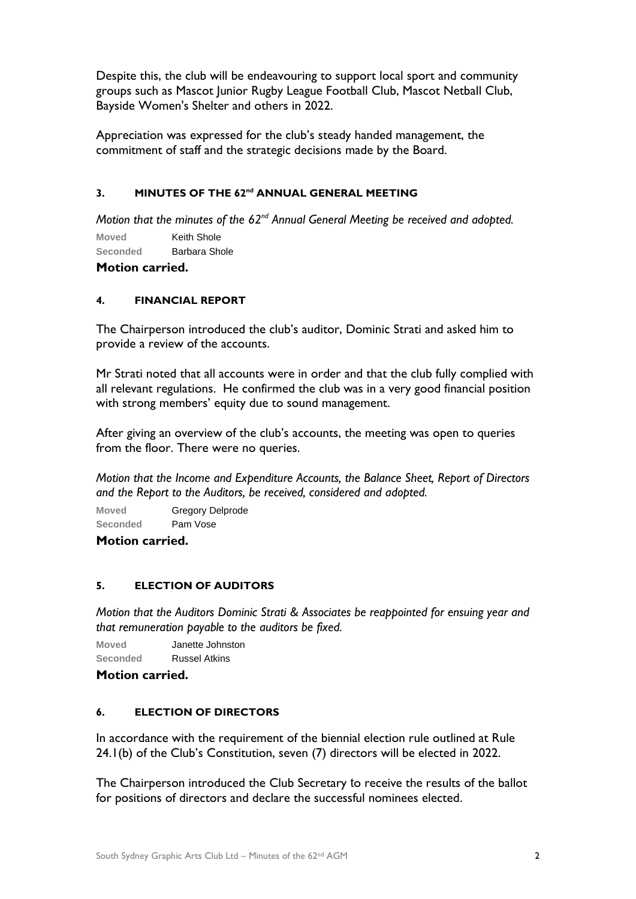Despite this, the club will be endeavouring to support local sport and community groups such as Mascot Junior Rugby League Football Club, Mascot Netball Club, Bayside Women's Shelter and others in 2022.

Appreciation was expressed for the club's steady handed management, the commitment of staff and the strategic decisions made by the Board.

### 3. MINUTES OF THE 62nd ANNUAL GENERAL MEETING

*Motion that the minutes of the 62nd Annual General Meeting be received and adopted.*

**Moved** Keith Shole
**Seconded** Barbara Shole

**Motion carried.**

### 4. FINANCIAL REPORT

The Chairperson introduced the club's auditor, Dominic Strati and asked him to provide a review of the accounts.

Mr Strati noted that all accounts were in order and that the club fully complied with all relevant regulations. He confirmed the club was in a very good financial position with strong members' equity due to sound management.

After giving an overview of the club's accounts, the meeting was open to queries from the floor. There were no queries.

*Motion that the Income and Expenditure Accounts, the Balance Sheet, Report of Directors and the Report to the Auditors, be received, considered and adopted.*

**Moved** Gregory Delprode
**Seconded** Pam Vose

**Motion carried.**

### 5. ELECTION OF AUDITORS

*Motion that the Auditors Dominic Strati & Associates be reappointed for ensuing year and that remuneration payable to the auditors be fixed.*

**Moved** Janette Johnston
**Seconded** Russel Atkins

**Motion carried.**

### 6. ELECTION OF DIRECTORS

In accordance with the requirement of the biennial election rule outlined at Rule 24.1(b) of the Club's Constitution, seven (7) directors will be elected in 2022.

The Chairperson introduced the Club Secretary to receive the results of the ballot for positions of directors and declare the successful nominees elected.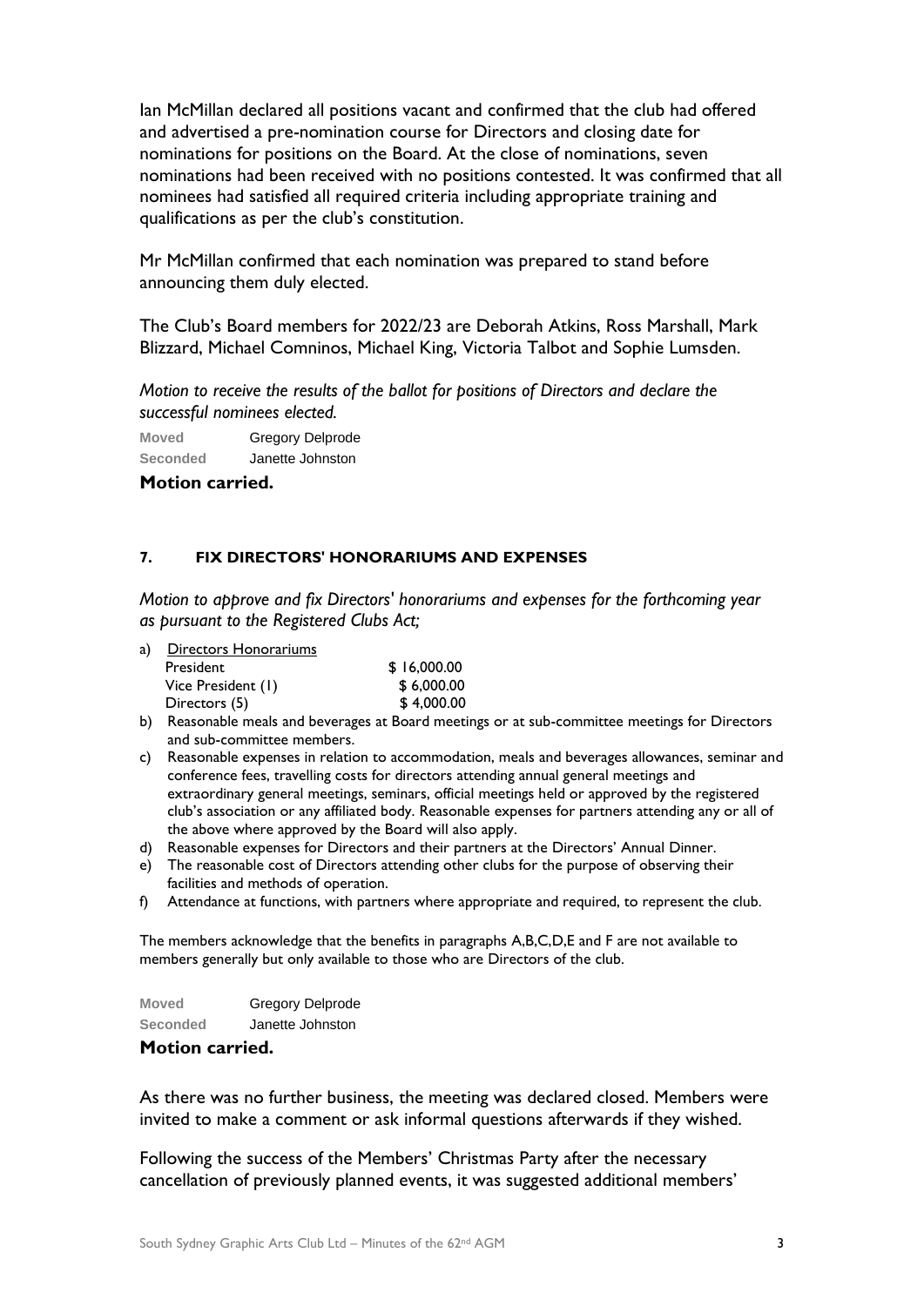Ian McMillan declared all positions vacant and confirmed that the club had offered and advertised a pre-nomination course for Directors and closing date for nominations for positions on the Board. At the close of nominations, seven nominations had been received with no positions contested. It was confirmed that all nominees had satisfied all required criteria including appropriate training and qualifications as per the club's constitution.

Mr McMillan confirmed that each nomination was prepared to stand before announcing them duly elected.

The Club's Board members for 2022/23 are Deborah Atkins, Ross Marshall, Mark Blizzard, Michael Comninos, Michael King, Victoria Talbot and Sophie Lumsden.

*Motion to receive the results of the ballot for positions of Directors and declare the successful nominees elected.*

**Moved** Gregory Delprode
**Seconded** Janette Johnston

**Motion carried.**

#### 7. FIX DIRECTORS' HONORARIUMS AND EXPENSES

*Motion to approve and fix Directors' honorariums and expenses for the forthcoming year as pursuant to the Registered Clubs Act;*

a) Directors Honorariums

| | |
|---|---|
| President | $ 16,000.00 |
| Vice President (1) | $ 6,000.00 |
| Directors (5) | $ 4,000.00 |

b) Reasonable meals and beverages at Board meetings or at sub-committee meetings for Directors and sub-committee members.
c) Reasonable expenses in relation to accommodation, meals and beverages allowances, seminar and conference fees, travelling costs for directors attending annual general meetings and extraordinary general meetings, seminars, official meetings held or approved by the registered club's association or any affiliated body. Reasonable expenses for partners attending any or all of the above where approved by the Board will also apply.
d) Reasonable expenses for Directors and their partners at the Directors' Annual Dinner.
e) The reasonable cost of Directors attending other clubs for the purpose of observing their facilities and methods of operation.
f) Attendance at functions, with partners where appropriate and required, to represent the club.

The members acknowledge that the benefits in paragraphs A,B,C,D,E and F are not available to members generally but only available to those who are Directors of the club.

**Moved** Gregory Delprode
**Seconded** Janette Johnston

**Motion carried.**

As there was no further business, the meeting was declared closed. Members were invited to make a comment or ask informal questions afterwards if they wished.

Following the success of the Members' Christmas Party after the necessary cancellation of previously planned events, it was suggested additional members'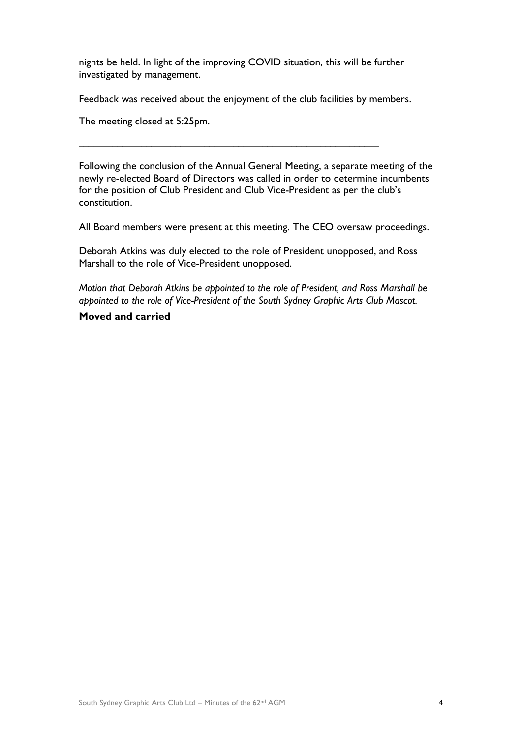nights be held. In light of the improving COVID situation, this will be further investigated by management.

Feedback was received about the enjoyment of the club facilities by members.

The meeting closed at 5:25pm.

---

Following the conclusion of the Annual General Meeting, a separate meeting of the newly re-elected Board of Directors was called in order to determine incumbents for the position of Club President and Club Vice-President as per the club's constitution.

All Board members were present at this meeting. The CEO oversaw proceedings.

Deborah Atkins was duly elected to the role of President unopposed, and Ross Marshall to the role of Vice-President unopposed.

*Motion that Deborah Atkins be appointed to the role of President, and Ross Marshall be appointed to the role of Vice-President of the South Sydney Graphic Arts Club Mascot.*

**Moved and carried**